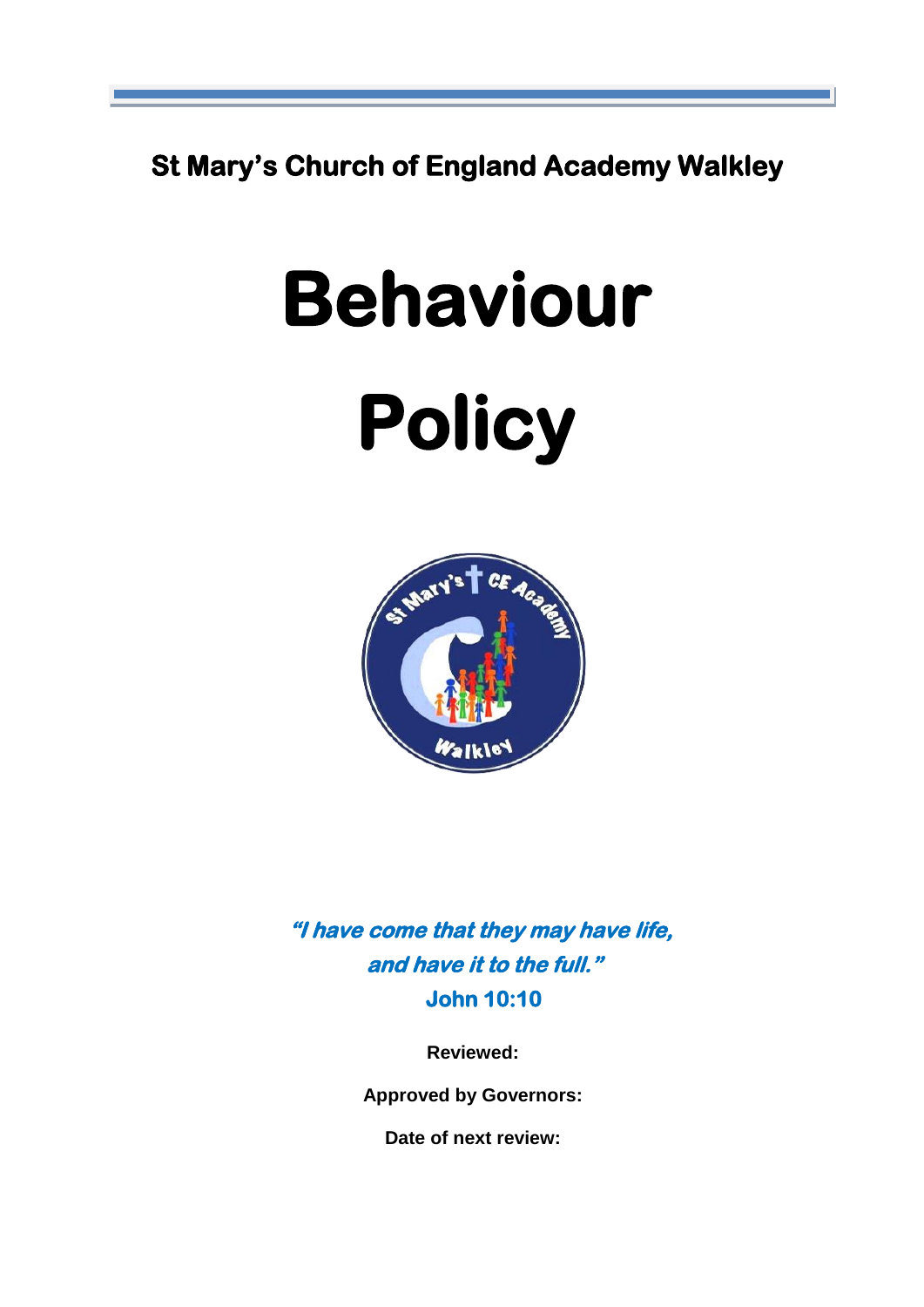**St Mary's Church of England Academy Walkley**

# Behaviour Policy

***"I have come that they may have life, and have it to the full."***
**John 10:10**

**Reviewed:**

**Approved by Governors:**

**Date of next review:**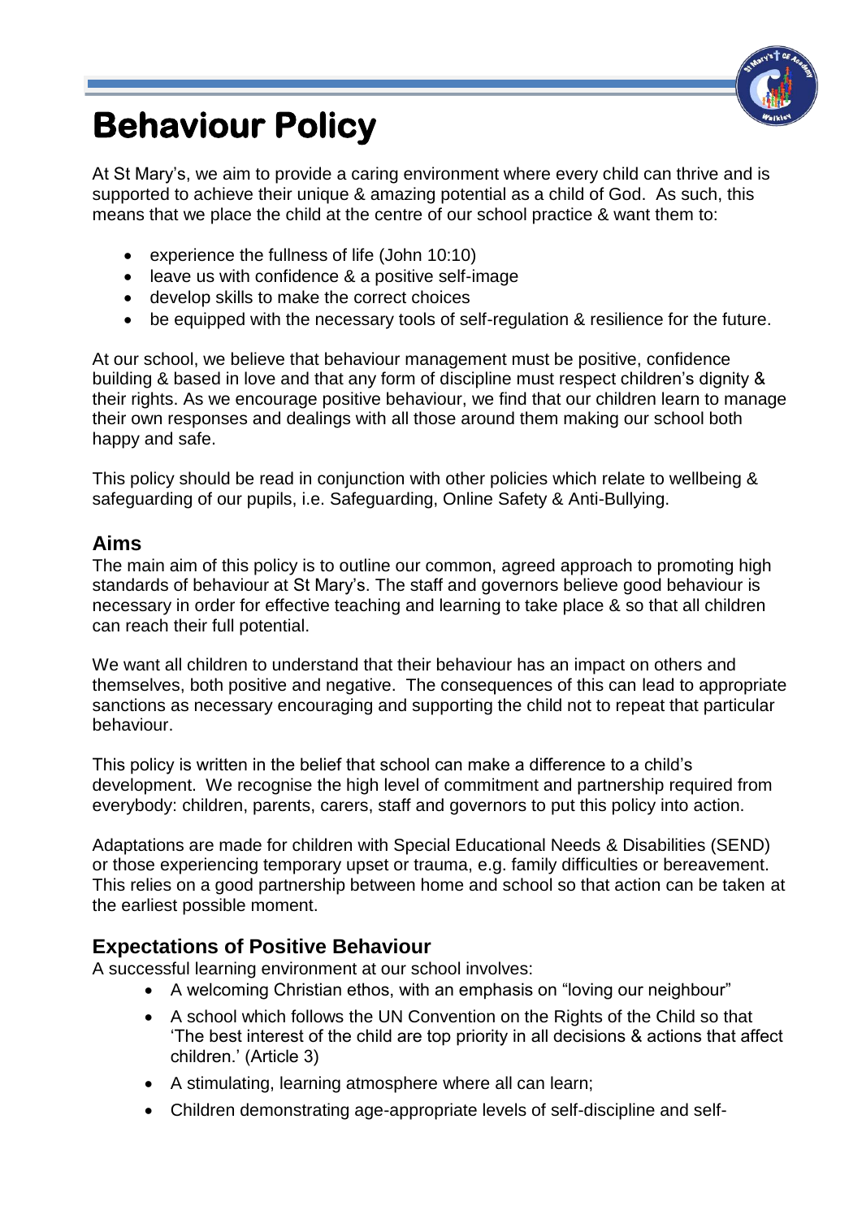# Behaviour Policy

At St Mary's, we aim to provide a caring environment where every child can thrive and is supported to achieve their unique & amazing potential as a child of God. As such, this means that we place the child at the centre of our school practice & want them to:

- experience the fullness of life (John 10:10)
- leave us with confidence & a positive self-image
- develop skills to make the correct choices
- be equipped with the necessary tools of self-regulation & resilience for the future.

At our school, we believe that behaviour management must be positive, confidence building & based in love and that any form of discipline must respect children's dignity & their rights. As we encourage positive behaviour, we find that our children learn to manage their own responses and dealings with all those around them making our school both happy and safe.

This policy should be read in conjunction with other policies which relate to wellbeing & safeguarding of our pupils, i.e. Safeguarding, Online Safety & Anti-Bullying.

## Aims

The main aim of this policy is to outline our common, agreed approach to promoting high standards of behaviour at St Mary's. The staff and governors believe good behaviour is necessary in order for effective teaching and learning to take place & so that all children can reach their full potential.

We want all children to understand that their behaviour has an impact on others and themselves, both positive and negative. The consequences of this can lead to appropriate sanctions as necessary encouraging and supporting the child not to repeat that particular behaviour.

This policy is written in the belief that school can make a difference to a child's development. We recognise the high level of commitment and partnership required from everybody: children, parents, carers, staff and governors to put this policy into action.

Adaptations are made for children with Special Educational Needs & Disabilities (SEND) or those experiencing temporary upset or trauma, e.g. family difficulties or bereavement. This relies on a good partnership between home and school so that action can be taken at the earliest possible moment.

## Expectations of Positive Behaviour

A successful learning environment at our school involves:

- A welcoming Christian ethos, with an emphasis on "loving our neighbour"
- A school which follows the UN Convention on the Rights of the Child so that 'The best interest of the child are top priority in all decisions & actions that affect children.' (Article 3)
- A stimulating, learning atmosphere where all can learn;
- Children demonstrating age-appropriate levels of self-discipline and self-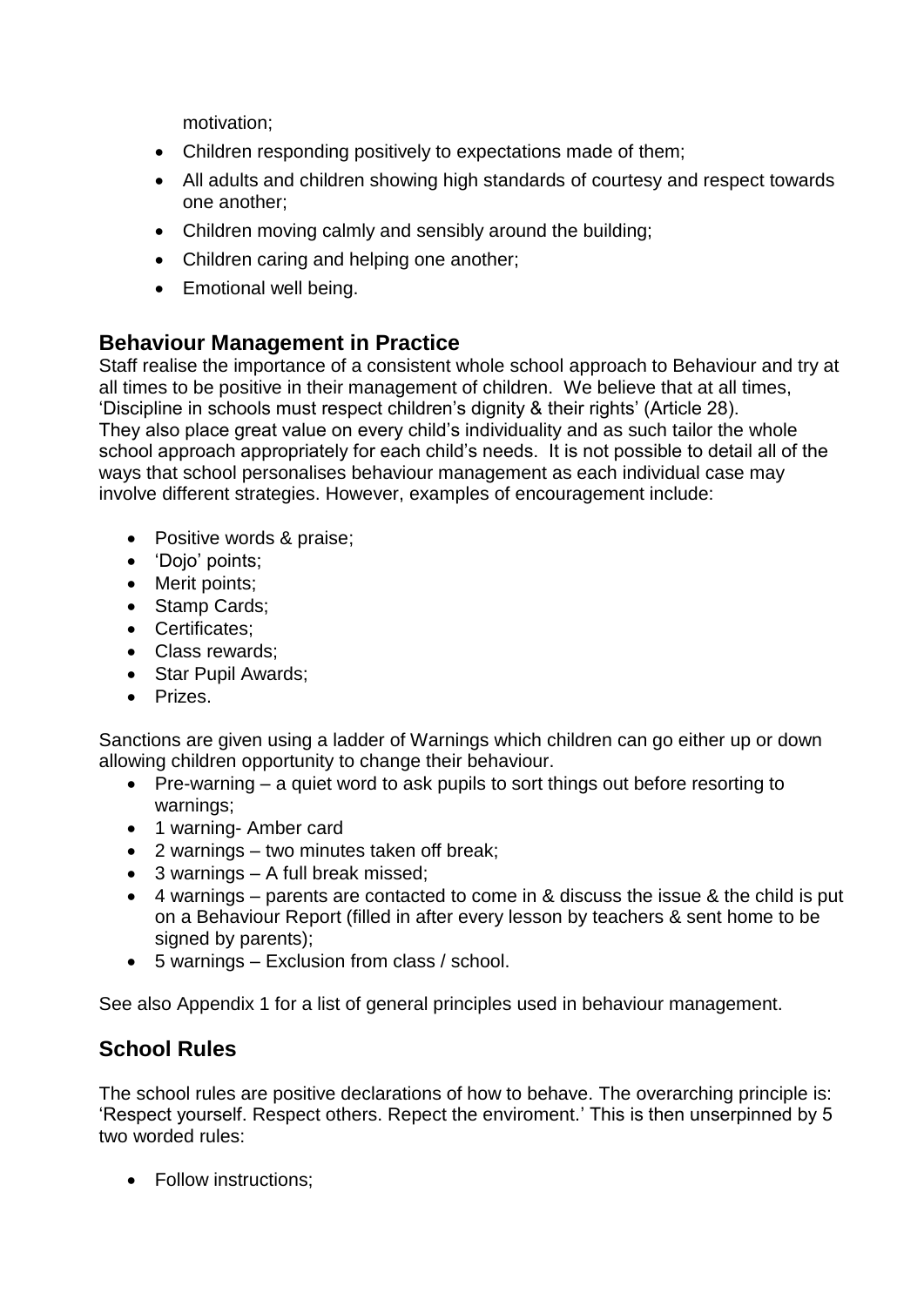motivation;

- Children responding positively to expectations made of them;
- All adults and children showing high standards of courtesy and respect towards one another;
- Children moving calmly and sensibly around the building;
- Children caring and helping one another;
- Emotional well being.

## Behaviour Management in Practice

Staff realise the importance of a consistent whole school approach to Behaviour and try at all times to be positive in their management of children. We believe that at all times, 'Discipline in schools must respect children's dignity & their rights' (Article 28).
They also place great value on every child's individuality and as such tailor the whole school approach appropriately for each child's needs. It is not possible to detail all of the ways that school personalises behaviour management as each individual case may involve different strategies. However, examples of encouragement include:

- Positive words & praise;
- 'Dojo' points;
- Merit points;
- Stamp Cards;
- Certificates;
- Class rewards;
- Star Pupil Awards;
- Prizes.

Sanctions are given using a ladder of Warnings which children can go either up or down allowing children opportunity to change their behaviour.

- Pre-warning – a quiet word to ask pupils to sort things out before resorting to warnings;
- 1 warning- Amber card
- 2 warnings – two minutes taken off break;
- 3 warnings – A full break missed;
- 4 warnings – parents are contacted to come in & discuss the issue & the child is put on a Behaviour Report (filled in after every lesson by teachers & sent home to be signed by parents);
- 5 warnings – Exclusion from class / school.

See also Appendix 1 for a list of general principles used in behaviour management.

## School Rules

The school rules are positive declarations of how to behave. The overarching principle is: 'Respect yourself. Respect others. Repect the enviroment.' This is then unserpinned by 5 two worded rules:

- Follow instructions;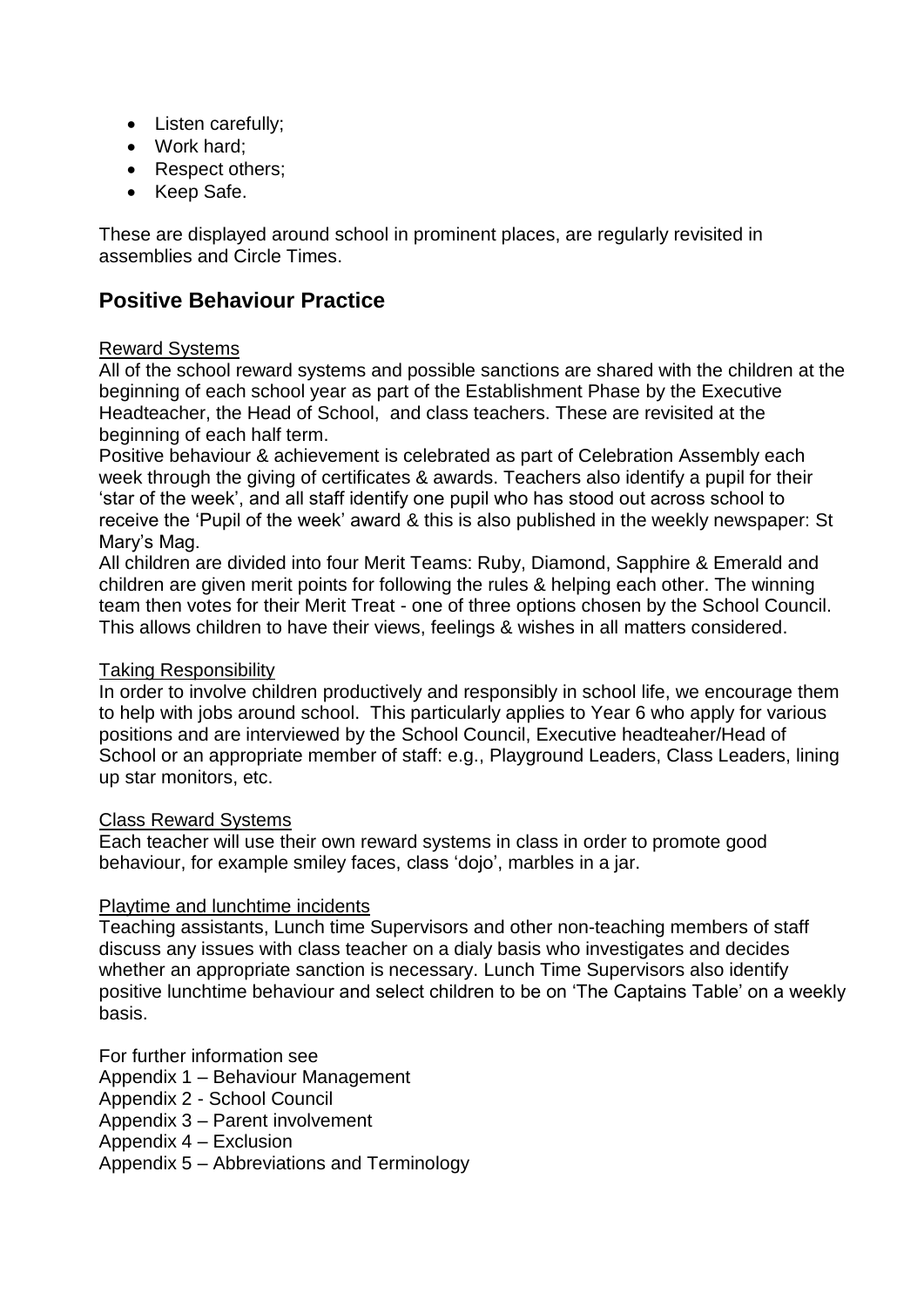- Listen carefully;
- Work hard;
- Respect others;
- Keep Safe.

These are displayed around school in prominent places, are regularly revisited in assemblies and Circle Times.

## Positive Behaviour Practice

<u>Reward Systems</u>

All of the school reward systems and possible sanctions are shared with the children at the beginning of each school year as part of the Establishment Phase by the Executive Headteacher, the Head of School, and class teachers. These are revisited at the beginning of each half term.

Positive behaviour & achievement is celebrated as part of Celebration Assembly each week through the giving of certificates & awards. Teachers also identify a pupil for their 'star of the week', and all staff identify one pupil who has stood out across school to receive the 'Pupil of the week' award & this is also published in the weekly newspaper: St Mary's Mag.

All children are divided into four Merit Teams: Ruby, Diamond, Sapphire & Emerald and children are given merit points for following the rules & helping each other. The winning team then votes for their Merit Treat - one of three options chosen by the School Council. This allows children to have their views, feelings & wishes in all matters considered.

<u>Taking Responsibility</u>

In order to involve children productively and responsibly in school life, we encourage them to help with jobs around school. This particularly applies to Year 6 who apply for various positions and are interviewed by the School Council, Executive headteaher/Head of School or an appropriate member of staff: e.g., Playground Leaders, Class Leaders, lining up star monitors, etc.

<u>Class Reward Systems</u>

Each teacher will use their own reward systems in class in order to promote good behaviour, for example smiley faces, class 'dojo', marbles in a jar.

<u>Playtime and lunchtime incidents</u>

Teaching assistants, Lunch time Supervisors and other non-teaching members of staff discuss any issues with class teacher on a dialy basis who investigates and decides whether an appropriate sanction is necessary. Lunch Time Supervisors also identify positive lunchtime behaviour and select children to be on 'The Captains Table' on a weekly basis.

For further information see
Appendix 1 – Behaviour Management
Appendix 2 - School Council
Appendix 3 – Parent involvement
Appendix 4 – Exclusion
Appendix 5 – Abbreviations and Terminology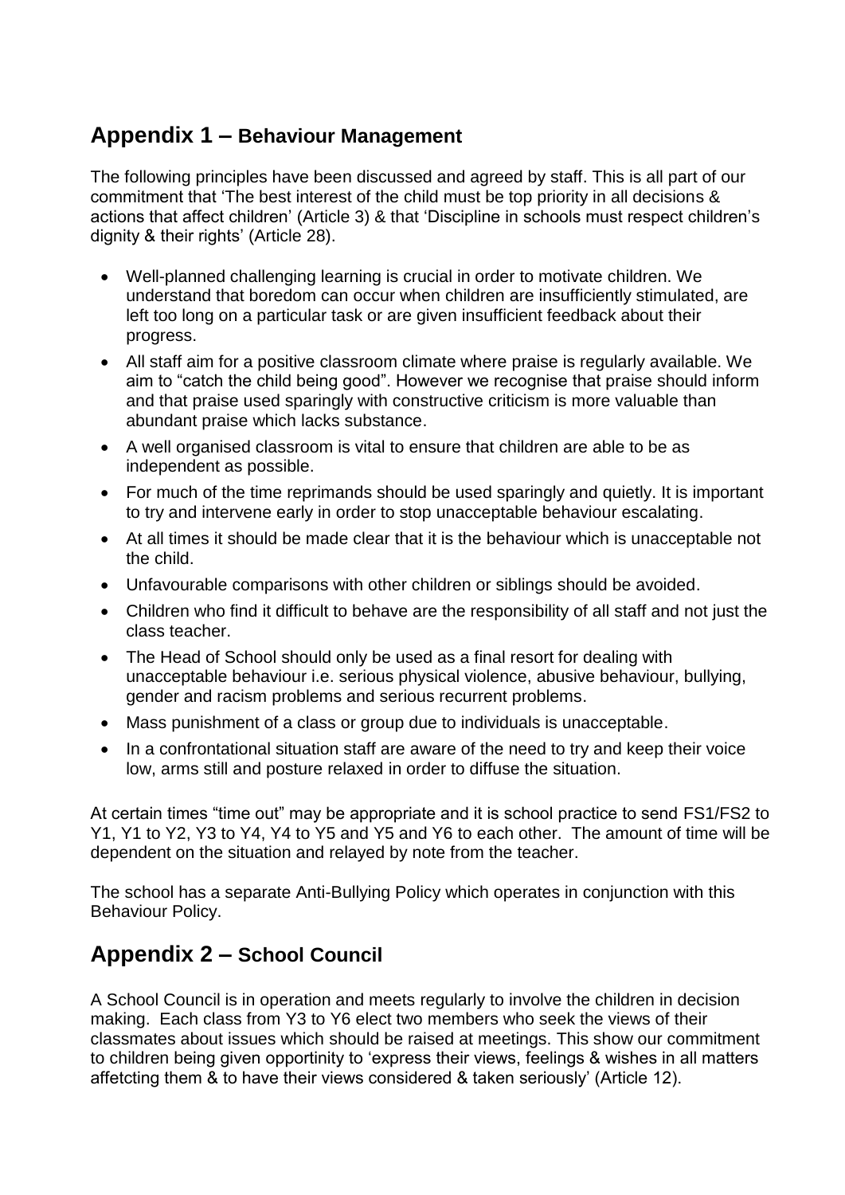## Appendix 1 – Behaviour Management

The following principles have been discussed and agreed by staff. This is all part of our commitment that 'The best interest of the child must be top priority in all decisions & actions that affect children' (Article 3) & that 'Discipline in schools must respect children's dignity & their rights' (Article 28).

- Well-planned challenging learning is crucial in order to motivate children. We understand that boredom can occur when children are insufficiently stimulated, are left too long on a particular task or are given insufficient feedback about their progress.
- All staff aim for a positive classroom climate where praise is regularly available. We aim to "catch the child being good". However we recognise that praise should inform and that praise used sparingly with constructive criticism is more valuable than abundant praise which lacks substance.
- A well organised classroom is vital to ensure that children are able to be as independent as possible.
- For much of the time reprimands should be used sparingly and quietly. It is important to try and intervene early in order to stop unacceptable behaviour escalating.
- At all times it should be made clear that it is the behaviour which is unacceptable not the child.
- Unfavourable comparisons with other children or siblings should be avoided.
- Children who find it difficult to behave are the responsibility of all staff and not just the class teacher.
- The Head of School should only be used as a final resort for dealing with unacceptable behaviour i.e. serious physical violence, abusive behaviour, bullying, gender and racism problems and serious recurrent problems.
- Mass punishment of a class or group due to individuals is unacceptable.
- In a confrontational situation staff are aware of the need to try and keep their voice low, arms still and posture relaxed in order to diffuse the situation.

At certain times "time out" may be appropriate and it is school practice to send FS1/FS2 to Y1, Y1 to Y2, Y3 to Y4, Y4 to Y5 and Y5 and Y6 to each other. The amount of time will be dependent on the situation and relayed by note from the teacher.

The school has a separate Anti-Bullying Policy which operates in conjunction with this Behaviour Policy.

## Appendix 2 – School Council

A School Council is in operation and meets regularly to involve the children in decision making. Each class from Y3 to Y6 elect two members who seek the views of their classmates about issues which should be raised at meetings. This show our commitment to children being given opportinity to 'express their views, feelings & wishes in all matters affetcting them & to have their views considered & taken seriously' (Article 12).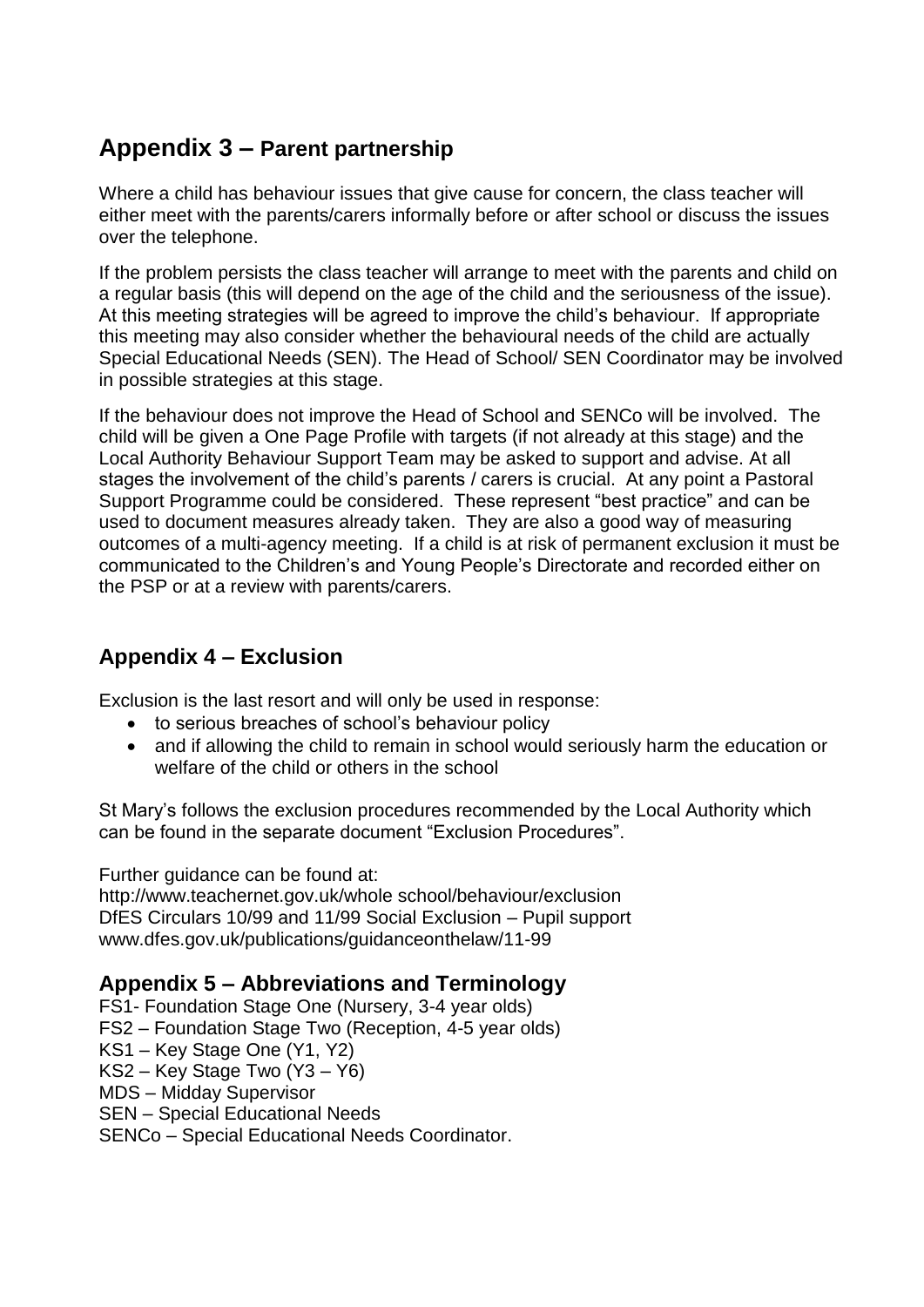## Appendix 3 – Parent partnership

Where a child has behaviour issues that give cause for concern, the class teacher will either meet with the parents/carers informally before or after school or discuss the issues over the telephone.

If the problem persists the class teacher will arrange to meet with the parents and child on a regular basis (this will depend on the age of the child and the seriousness of the issue). At this meeting strategies will be agreed to improve the child's behaviour. If appropriate this meeting may also consider whether the behavioural needs of the child are actually Special Educational Needs (SEN). The Head of School/ SEN Coordinator may be involved in possible strategies at this stage.

If the behaviour does not improve the Head of School and SENCo will be involved. The child will be given a One Page Profile with targets (if not already at this stage) and the Local Authority Behaviour Support Team may be asked to support and advise. At all stages the involvement of the child's parents / carers is crucial. At any point a Pastoral Support Programme could be considered. These represent "best practice" and can be used to document measures already taken. They are also a good way of measuring outcomes of a multi-agency meeting. If a child is at risk of permanent exclusion it must be communicated to the Children's and Young People's Directorate and recorded either on the PSP or at a review with parents/carers.

## Appendix 4 – Exclusion

Exclusion is the last resort and will only be used in response:

- to serious breaches of school's behaviour policy
- and if allowing the child to remain in school would seriously harm the education or welfare of the child or others in the school

St Mary's follows the exclusion procedures recommended by the Local Authority which can be found in the separate document "Exclusion Procedures".

Further guidance can be found at:
http://www.teachernet.gov.uk/whole school/behaviour/exclusion
DfES Circulars 10/99 and 11/99 Social Exclusion – Pupil support
www.dfes.gov.uk/publications/guidanceonthelaw/11-99

## Appendix 5 – Abbreviations and Terminology

FS1- Foundation Stage One (Nursery, 3-4 year olds)
FS2 – Foundation Stage Two (Reception, 4-5 year olds)
KS1 – Key Stage One (Y1, Y2)
KS2 – Key Stage Two (Y3 – Y6)
MDS – Midday Supervisor
SEN – Special Educational Needs
SENCo – Special Educational Needs Coordinator.